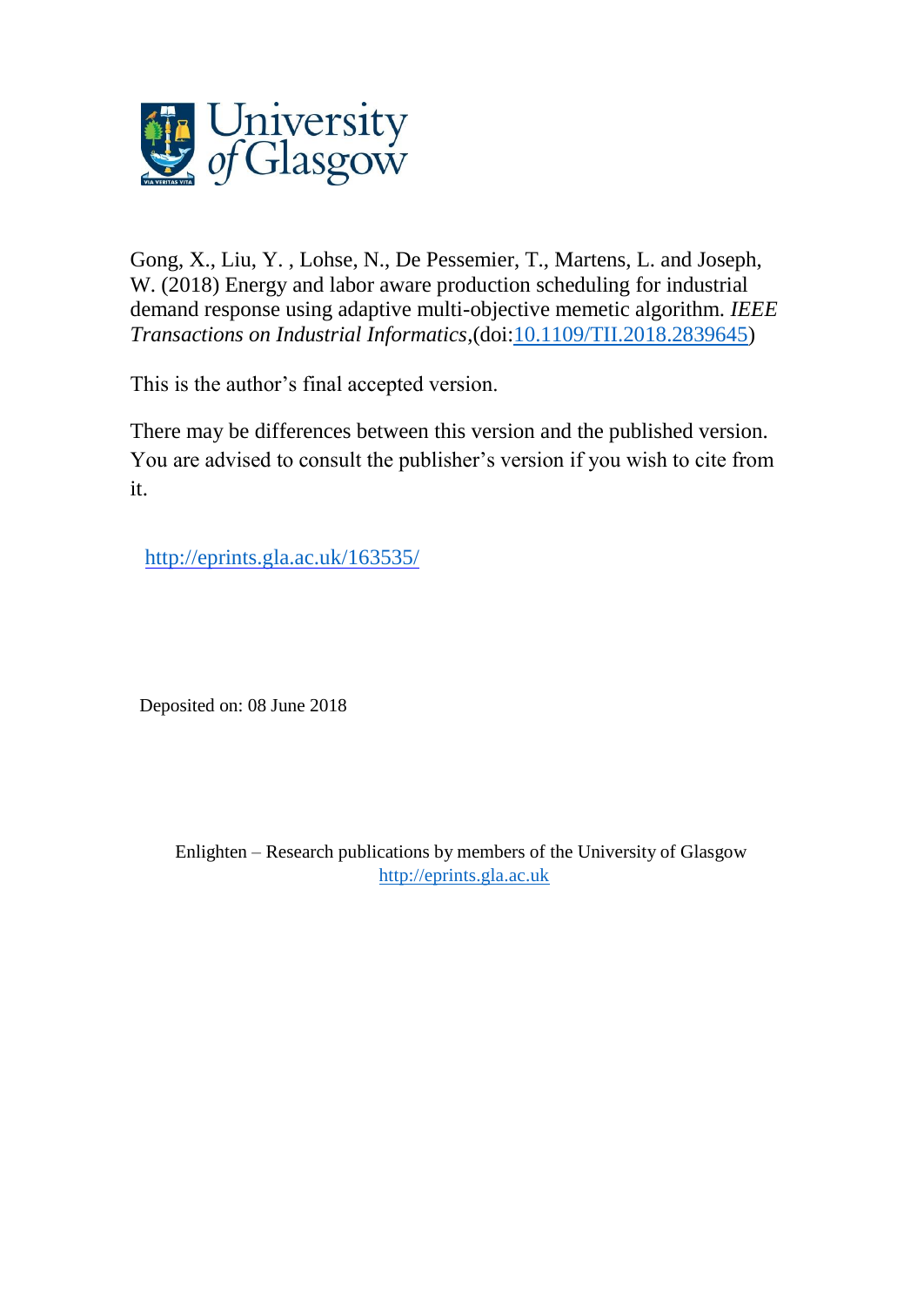University of Glasgow

Gong, X., Liu, Y. , Lohse, N., De Pessemier, T., Martens, L. and Joseph, W. (2018) Energy and labor aware production scheduling for industrial demand response using adaptive multi-objective memetic algorithm. *IEEE Transactions on Industrial Informatics*,(doi:10.1109/TII.2018.2839645)

This is the author's final accepted version.

There may be differences between this version and the published version. You are advised to consult the publisher's version if you wish to cite from it.

http://eprints.gla.ac.uk/163535/

Deposited on: 08 June 2018

Enlighten – Research publications by members of the University of Glasgow
http://eprints.gla.ac.uk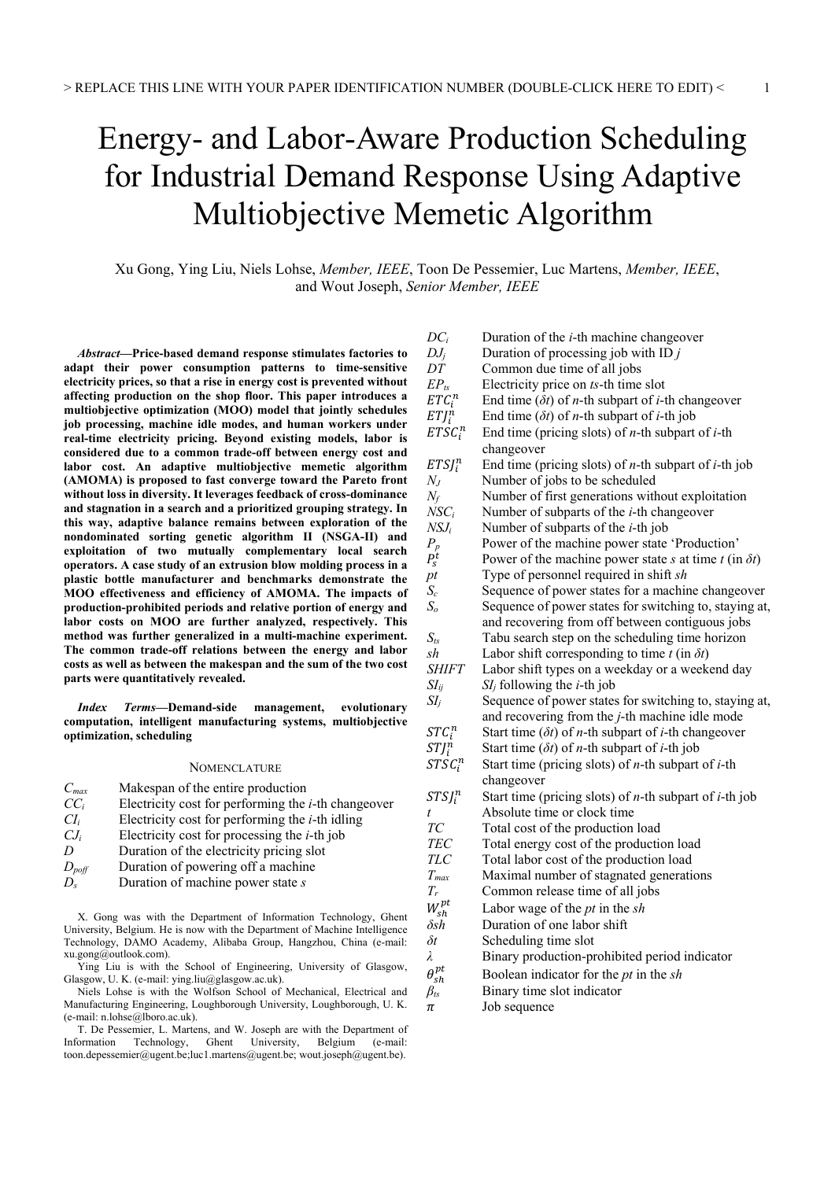// Energy- and Labor-Aware Production Scheduling for Industrial Demand Response Using Adaptive Multiobjective Memetic Algorithm

Xu Gong, Ying Liu, Niels Lohse, *Member, IEEE*, Toon De Pessemier, Luc Martens, *Member, IEEE*, and Wout Joseph, *Senior Member, IEEE*

***Abstract*—Price-based demand response stimulates factories to adapt their power consumption patterns to time-sensitive electricity prices, so that a rise in energy cost is prevented without affecting production on the shop floor. This paper introduces a multiobjective optimization (MOO) model that jointly schedules job processing, machine idle modes, and human workers under real-time electricity pricing. Beyond existing models, labor is considered due to a common trade-off between energy cost and labor cost. An adaptive multiobjective memetic algorithm (AMOMA) is proposed to fast converge toward the Pareto front without loss in diversity. It leverages feedback of cross-dominance and stagnation in a search and a prioritized grouping strategy. In this way, adaptive balance remains between exploration of the nondominated sorting genetic algorithm II (NSGA-II) and exploitation of two mutually complementary local search operators. A case study of an extrusion blow molding process in a plastic bottle manufacturer and benchmarks demonstrate the MOO effectiveness and efficiency of AMOMA. The impacts of production-prohibited periods and relative portion of energy and labor costs on MOO are further analyzed, respectively. This method was further generalized in a multi-machine experiment. The common trade-off relations between the energy and labor costs as well as between the makespan and the sum of the two cost parts were quantitatively revealed.**

***Index Terms*—Demand-side management, evolutionary computation, intelligent manufacturing systems, multiobjective optimization, scheduling**

## NOMENCLATURE

| | |
|---|---|
| $C_{max}$ | Makespan of the entire production |
| $CC_i$ | Electricity cost for performing the *i*-th changeover |
| $CI_i$ | Electricity cost for performing the *i*-th idling |
| $CJ_i$ | Electricity cost for processing the *i*-th job |
| $D$ | Duration of the electricity pricing slot |
| $D_{poff}$ | Duration of powering off a machine |
| $D_s$ | Duration of machine power state *s* |
| $DC_i$ | Duration of the *i*-th machine changeover |
| $DJ_j$ | Duration of processing job with ID *j* |
| $DT$ | Common due time of all jobs |
| $EP_{ts}$ | Electricity price on *ts*-th time slot |
| $ETC_i^n$ | End time ($\delta t$) of *n*-th subpart of *i*-th changeover |
| $ETJ_i^n$ | End time ($\delta t$) of *n*-th subpart of *i*-th job |
| $ETSC_i^n$ | End time (pricing slots) of *n*-th subpart of *i*-th changeover |
| $ETSJ_i^n$ | End time (pricing slots) of *n*-th subpart of *i*-th job |
| $N_J$ | Number of jobs to be scheduled |
| $N_f$ | Number of first generations without exploitation |
| $NSC_i$ | Number of subparts of the *i*-th changeover |
| $NSJ_i$ | Number of subparts of the *i*-th job |
| $P_p$ | Power of the machine power state 'Production' |
| $P_s^t$ | Power of the machine power state *s* at time *t* (in $\delta t$) |
| $pt$ | Type of personnel required in shift *sh* |
| $S_c$ | Sequence of power states for a machine changeover |
| $S_o$ | Sequence of power states for switching to, staying at, and recovering from off between contiguous jobs |
| $S_{ts}$ | Tabu search step on the scheduling time horizon |
| $sh$ | Labor shift corresponding to time *t* (in $\delta t$) |
| $SHIFT$ | Labor shift types on a weekday or a weekend day |
| $SI_{ij}$ | $SI_j$ following the *i*-th job |
| $SI_j$ | Sequence of power states for switching to, staying at, and recovering from the *j*-th machine idle mode |
| $STC_i^n$ | Start time ($\delta t$) of *n*-th subpart of *i*-th changeover |
| $STJ_i^n$ | Start time ($\delta t$) of *n*-th subpart of *i*-th job |
| $STSC_i^n$ | Start time (pricing slots) of *n*-th subpart of *i*-th changeover |
| $STSJ_i^n$ | Start time (pricing slots) of *n*-th subpart of *i*-th job |
| $t$ | Absolute time or clock time |
| $TC$ | Total cost of the production load |
| $TEC$ | Total energy cost of the production load |
| $TLC$ | Total labor cost of the production load |
| $T_{max}$ | Maximal number of stagnated generations |
| $T_r$ | Common release time of all jobs |
| $W_{sh}^{pt}$ | Labor wage of the *pt* in the *sh* |
| $\delta sh$ | Duration of one labor shift |
| $\delta t$ | Scheduling time slot |
| $\lambda$ | Binary production-prohibited period indicator |
| $\theta_{sh}^{pt}$ | Boolean indicator for the *pt* in the *sh* |
| $\beta_{ts}$ | Binary time slot indicator |
| $\pi$ | Job sequence |

X. Gong was with the Department of Information Technology, Ghent University, Belgium. He is now with the Department of Machine Intelligence Technology, DAMO Academy, Alibaba Group, Hangzhou, China (e-mail: xu.gong@outlook.com).

Ying Liu is with the School of Engineering, University of Glasgow, Glasgow, U. K. (e-mail: ying.liu@glasgow.ac.uk).

Niels Lohse is with the Wolfson School of Mechanical, Electrical and Manufacturing Engineering, Loughborough University, Loughborough, U. K. (e-mail: n.lohse@lboro.ac.uk).

T. De Pessemier, L. Martens, and W. Joseph are with the Department of Information Technology, Ghent University, Belgium (e-mail: toon.depessemier@ugent.be;luc1.martens@ugent.be; wout.joseph@ugent.be).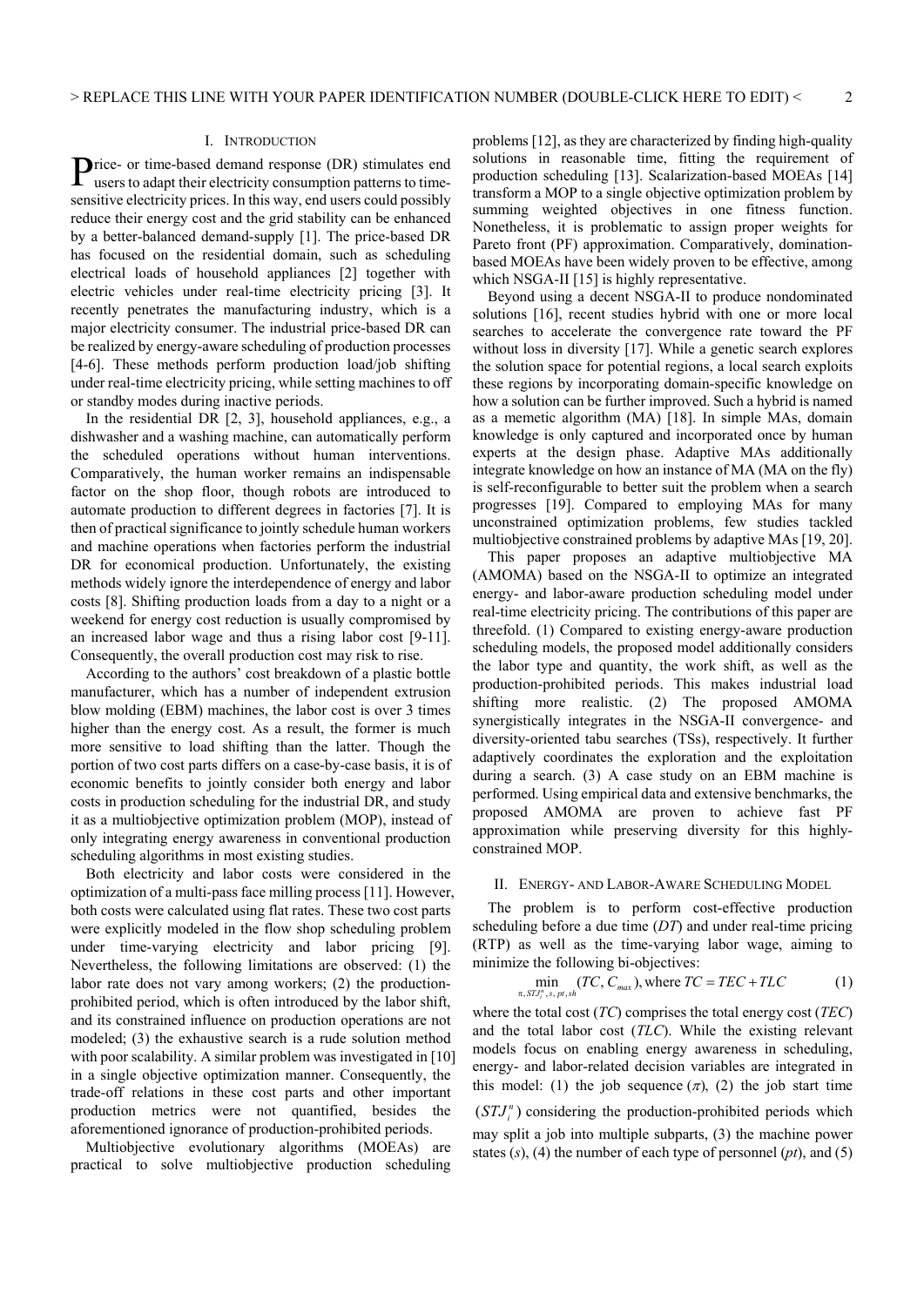## I. Introduction

Price- or time-based demand response (DR) stimulates end users to adapt their electricity consumption patterns to time-sensitive electricity prices. In this way, end users could possibly reduce their energy cost and the grid stability can be enhanced by a better-balanced demand-supply [1]. The price-based DR has focused on the residential domain, such as scheduling electrical loads of household appliances [2] together with electric vehicles under real-time electricity pricing [3]. It recently penetrates the manufacturing industry, which is a major electricity consumer. The industrial price-based DR can be realized by energy-aware scheduling of production processes [4-6]. These methods perform production load/job shifting under real-time electricity pricing, while setting machines to off or standby modes during inactive periods.

In the residential DR [2, 3], household appliances, e.g., a dishwasher and a washing machine, can automatically perform the scheduled operations without human interventions. Comparatively, the human worker remains an indispensable factor on the shop floor, though robots are introduced to automate production to different degrees in factories [7]. It is then of practical significance to jointly schedule human workers and machine operations when factories perform the industrial DR for economical production. Unfortunately, the existing methods widely ignore the interdependence of energy and labor costs [8]. Shifting production loads from a day to a night or a weekend for energy cost reduction is usually compromised by an increased labor wage and thus a rising labor cost [9-11]. Consequently, the overall production cost may risk to rise.

According to the authors' cost breakdown of a plastic bottle manufacturer, which has a number of independent extrusion blow molding (EBM) machines, the labor cost is over 3 times higher than the energy cost. As a result, the former is much more sensitive to load shifting than the latter. Though the portion of two cost parts differs on a case-by-case basis, it is of economic benefits to jointly consider both energy and labor costs in production scheduling for the industrial DR, and study it as a multiobjective optimization problem (MOP), instead of only integrating energy awareness in conventional production scheduling algorithms in most existing studies.

Both electricity and labor costs were considered in the optimization of a multi-pass face milling process [11]. However, both costs were calculated using flat rates. These two cost parts were explicitly modeled in the flow shop scheduling problem under time-varying electricity and labor pricing [9]. Nevertheless, the following limitations are observed: (1) the labor rate does not vary among workers; (2) the production-prohibited period, which is often introduced by the labor shift, and its constrained influence on production operations are not modeled; (3) the exhaustive search is a rude solution method with poor scalability. A similar problem was investigated in [10] in a single objective optimization manner. Consequently, the trade-off relations in these cost parts and other important production metrics were not quantified, besides the aforementioned ignorance of production-prohibited periods.

Multiobjective evolutionary algorithms (MOEAs) are practical to solve multiobjective production scheduling problems [12], as they are characterized by finding high-quality solutions in reasonable time, fitting the requirement of production scheduling [13]. Scalarization-based MOEAs [14] transform a MOP to a single objective optimization problem by summing weighted objectives in one fitness function. Nonetheless, it is problematic to assign proper weights for Pareto front (PF) approximation. Comparatively, domination-based MOEAs have been widely proven to be effective, among which NSGA-II [15] is highly representative.

Beyond using a decent NSGA-II to produce nondominated solutions [16], recent studies hybrid with one or more local searches to accelerate the convergence rate toward the PF without loss in diversity [17]. While a genetic search explores the solution space for potential regions, a local search exploits these regions by incorporating domain-specific knowledge on how a solution can be further improved. Such a hybrid is named as a memetic algorithm (MA) [18]. In simple MAs, domain knowledge is only captured and incorporated once by human experts at the design phase. Adaptive MAs additionally integrate knowledge on how an instance of MA (MA on the fly) is self-reconfigurable to better suit the problem when a search progresses [19]. Compared to employing MAs for many unconstrained optimization problems, few studies tackled multiobjective constrained problems by adaptive MAs [19, 20].

This paper proposes an adaptive multiobjective MA (AMOMA) based on the NSGA-II to optimize an integrated energy- and labor-aware production scheduling model under real-time electricity pricing. The contributions of this paper are threefold. (1) Compared to existing energy-aware production scheduling models, the proposed model additionally considers the labor type and quantity, the work shift, as well as the production-prohibited periods. This makes industrial load shifting more realistic. (2) The proposed AMOMA synergistically integrates in the NSGA-II convergence- and diversity-oriented tabu searches (TSs), respectively. It further adaptively coordinates the exploration and the exploitation during a search. (3) A case study on an EBM machine is performed. Using empirical data and extensive benchmarks, the proposed AMOMA are proven to achieve fast PF approximation while preserving diversity for this highly-constrained MOP.

## II. Energy- and Labor-Aware Scheduling Model

The problem is to perform cost-effective production scheduling before a due time (*DT*) and under real-time pricing (RTP) as well as the time-varying labor wage, aiming to minimize the following bi-objectives:

$$\min_{\pi, STJ_i^n, s, pt, sh} (TC, C_{max}), \text{ where } TC = TEC + TLC \tag{1}$$

where the total cost (*TC*) comprises the total energy cost (*TEC*) and the total labor cost (*TLC*). While the existing relevant models focus on enabling energy awareness in scheduling, energy- and labor-related decision variables are integrated in this model: (1) the job sequence ($\pi$), (2) the job start time ($STJ_i^n$) considering the production-prohibited periods which may split a job into multiple subparts, (3) the machine power states ($s$), (4) the number of each type of personnel ($pt$), and (5)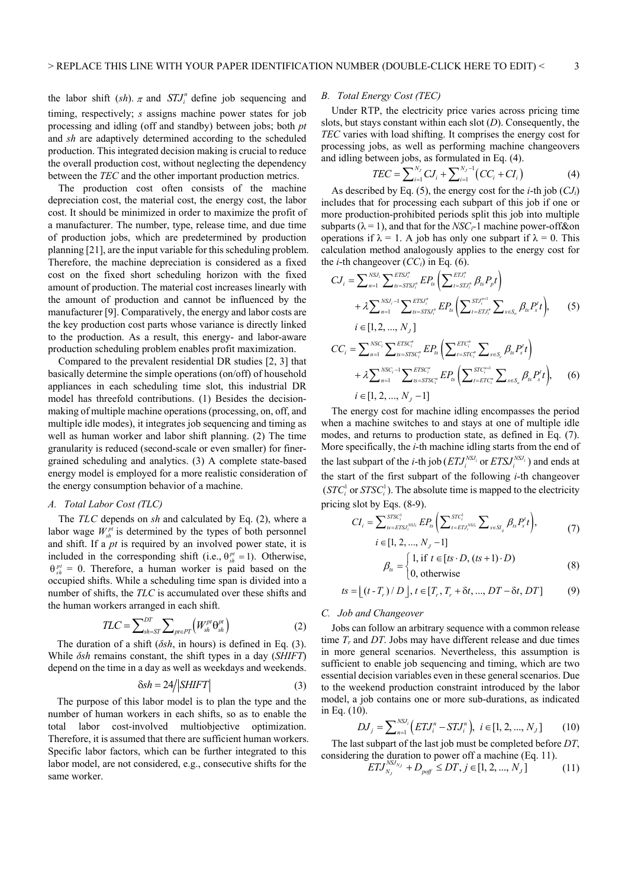the labor shift ($sh$). $\pi$ and $STJ_i^n$ define job sequencing and timing, respectively; $s$ assigns machine power states for job processing and idling (off and standby) between jobs; both $pt$ and $sh$ are adaptively determined according to the scheduled production. This integrated decision making is crucial to reduce the overall production cost, without neglecting the dependency between the *TEC* and the other important production metrics.

The production cost often consists of the machine depreciation cost, the material cost, the energy cost, the labor cost. It should be minimized in order to maximize the profit of a manufacturer. The number, type, release time, and due time of production jobs, which are predetermined by production planning [21], are the input variable for this scheduling problem. Therefore, the machine depreciation is considered as a fixed cost on the fixed short scheduling horizon with the fixed amount of production. The material cost increases linearly with the amount of production and cannot be influenced by the manufacturer [9]. Comparatively, the energy and labor costs are the key production cost parts whose variance is directly linked to the production. As a result, this energy- and labor-aware production scheduling problem enables profit maximization.

Compared to the prevalent residential DR studies [2, 3] that basically determine the simple operations (on/off) of household appliances in each scheduling time slot, this industrial DR model has threefold contributions. (1) Besides the decision-making of multiple machine operations (processing, on, off, and multiple idle modes), it integrates job sequencing and timing as well as human worker and labor shift planning. (2) The time granularity is reduced (second-scale or even smaller) for finer-grained scheduling and analytics. (3) A complete state-based energy model is employed for a more realistic consideration of the energy consumption behavior of a machine.

### A. Total Labor Cost (TLC)

The *TLC* depends on $sh$ and calculated by Eq. (2), where a labor wage $W_{sh}^{pt}$ is determined by the types of both personnel and shift. If a $pt$ is required by an involved power state, it is included in the corresponding shift (i.e., $\theta_{sh}^{pt} = 1$). Otherwise, $\theta_{sh}^{pt} = 0$. Therefore, a human worker is paid based on the occupied shifts. While a scheduling time span is divided into a number of shifts, the *TLC* is accumulated over these shifts and the human workers arranged in each shift.

$$TLC = \sum_{sh=ST}^{DT} \sum_{pt \in PT} \left( W_{sh}^{pt} \theta_{sh}^{pt} \right) \tag{2}$$

The duration of a shift ($\delta sh$, in hours) is defined in Eq. (3). While $\delta sh$ remains constant, the shift types in a day (*SHIFT*) depend on the time in a day as well as weekdays and weekends.

$$\delta sh = 24 / |SHIFT| \tag{3}$$

The purpose of this labor model is to plan the type and the number of human workers in each shifts, so as to enable the total labor cost-involved multiobjective optimization. Therefore, it is assumed that there are sufficient human workers. Specific labor factors, which can be further integrated to this labor model, are not considered, e.g., consecutive shifts for the same worker.

### B. Total Energy Cost (TEC)

Under RTP, the electricity price varies across pricing time slots, but stays constant within each slot ($D$). Consequently, the *TEC* varies with load shifting. It comprises the energy cost for processing jobs, as well as performing machine changeovers and idling between jobs, as formulated in Eq. (4).

$$TEC = \sum_{i=1}^{N_J} CJ_i + \sum_{i=1}^{N_J - 1} \left( CC_i + CI_i \right) \tag{4}$$

As described by Eq. (5), the energy cost for the $i$-th job ($CJ_i$) includes that for processing each subpart of this job if one or more production-prohibited periods split this job into multiple subparts ($\lambda = 1$), and that for the $NSC_i$-1 machine power-off&on operations if $\lambda = 1$. A job has only one subpart if $\lambda = 0$. This calculation method analogously applies to the energy cost for the $i$-th changeover ($CC_i$) in Eq. (6).

$$\begin{aligned} CJ_i = & \sum_{n=1}^{NSJ_i} \sum_{ts=STSJ_i^n}^{ETSJ_i^n} EP_{ts} \left( \sum_{t=STJ_i^n}^{ETJ_i^n} \beta_{ts} P_p t \right) \\ & + \lambda \sum_{n=1}^{NSJ_i - 1} \sum_{ts=STSJ_i^n}^{ETSJ_i^n} EP_{ts} \left( \sum_{t=ETJ_i^n}^{STJ_i^{n+1}} \sum_{s \in S_o} \beta_{ts} P_s^t t \right), \\ & i \in [1, 2, ..., N_J] \end{aligned} \tag{5}$$

$$\begin{aligned} CC_i = & \sum_{n=1}^{NSC_i} \sum_{ts=STSC_i^n}^{ETSC_i^n} EP_{ts} \left( \sum_{t=STC_i^n}^{ETC_i^n} \sum_{s \in S_c} \beta_{ts} P_s^t t \right) \\ & + \lambda \sum_{n=1}^{NSC_i - 1} \sum_{ts=STSC_i^n}^{ETSC_i^n} EP_{ts} \left( \sum_{t=ETC_i^n}^{STC_i^{n+1}} \sum_{s \in S_o} \beta_{ts} P_s^t t \right), \\ & i \in [1, 2, ..., N_J - 1] \end{aligned} \tag{6}$$

The energy cost for machine idling encompasses the period when a machine switches to and stays at one of multiple idle modes, and returns to production state, as defined in Eq. (7). More specifically, the $i$-th machine idling starts from the end of the last subpart of the $i$-th job ($ETJ_i^{NSJ_i}$ or $ETSJ_i^{NSJ_i}$) and ends at the start of the first subpart of the following $i$-th changeover ($STC_i^1$ or $STSC_i^1$). The absolute time is mapped to the electricity pricing slot by Eqs. (8-9).

$$\begin{aligned} CI_i = & \sum_{ts=ETSJ_i^{NSJ_i}}^{STSC_i^1} EP_{ts} \left( \sum_{t=ETJ_i^{NSJ_i}}^{STC_i^1} \sum_{s \in SI_{ij}} \beta_{ts} P_s^t t \right), \\ & i \in [1, 2, ..., N_J - 1] \end{aligned} \tag{7}$$

$$\beta_{ts} = \begin{cases} 1, \text{if } t \in [ts \cdot D, (ts+1) \cdot D) \\ 0, \text{otherwise} \end{cases} \tag{8}$$

$$ts = \lfloor (t - T_r) / D \rfloor, t \in [T_r, T_r + \delta t, ..., DT - \delta t, DT] \tag{9}$$

### C. Job and Changeover

Jobs can follow an arbitrary sequence with a common release time $T_r$ and $DT$. Jobs may have different release and due times in more general scenarios. Nevertheless, this assumption is sufficient to enable job sequencing and timing, which are two essential decision variables even in these general scenarios. Due to the weekend production constraint introduced by the labor model, a job contains one or more sub-durations, as indicated in Eq. (10).

$$DJ_j = \sum_{n=1}^{NSJ_i} \left( ETJ_i^n - STJ_i^n \right), \ i \in [1, 2, ..., N_J] \tag{10}$$

The last subpart of the last job must be completed before $DT$, considering the duration to power off a machine (Eq. 11).

$$ETJ_{N_J}^{NSJ_{N_J}} + D_{poff} \leq DT, j \in [1, 2, ..., N_J] \tag{11}$$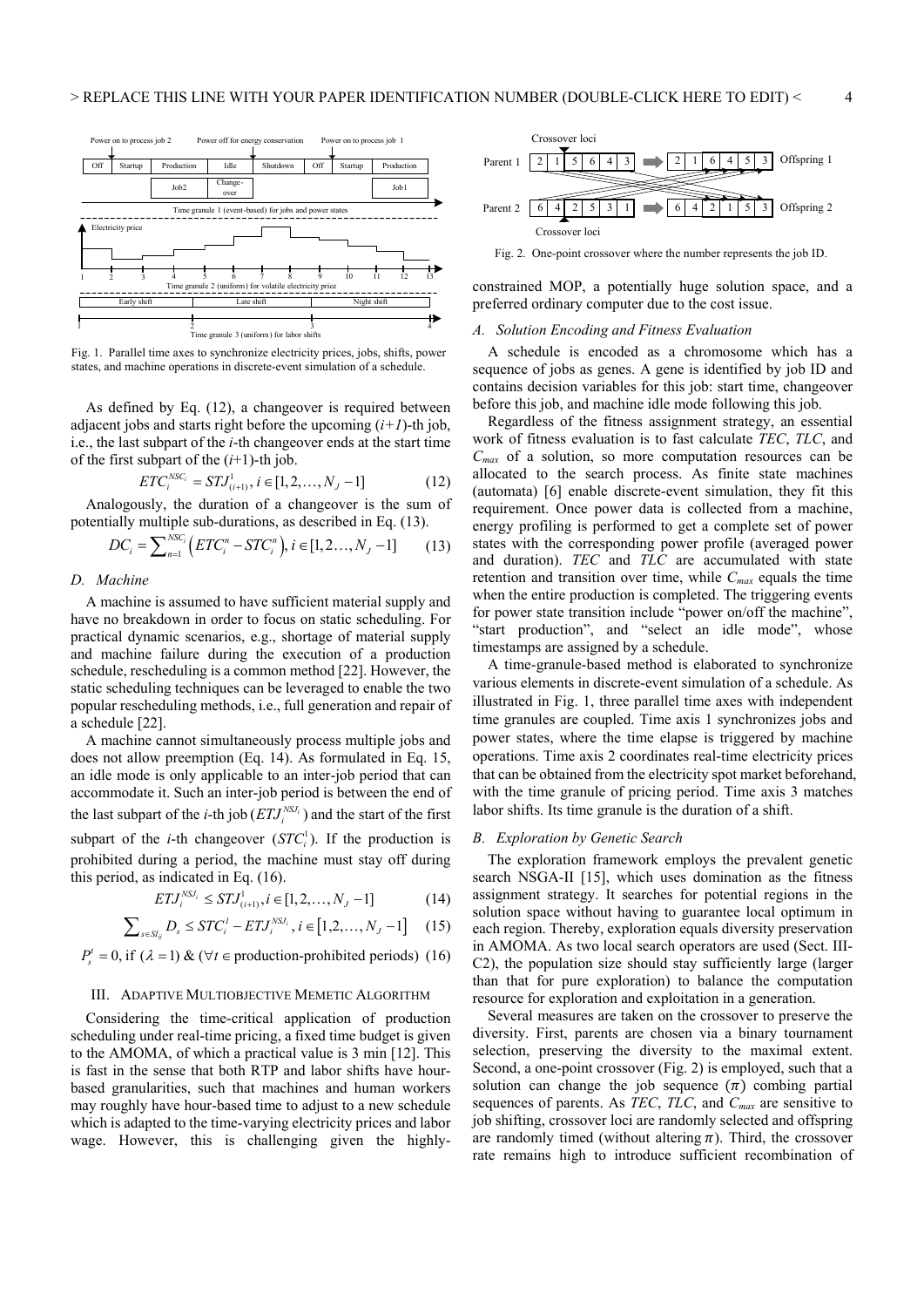Fig. 1. Parallel time axes to synchronize electricity prices, jobs, shifts, power states, and machine operations in discrete-event simulation of a schedule.

As defined by Eq. (12), a changeover is required between adjacent jobs and starts right before the upcoming $(i+1)$-th job, i.e., the last subpart of the $i$-th changeover ends at the start time of the first subpart of the $(i+1)$-th job.

$$ETC_i^{NSC_i} = STJ_{(i+1)}^1, i \in [1, 2, \ldots, N_J - 1] \quad (12)$$

Analogously, the duration of a changeover is the sum of potentially multiple sub-durations, as described in Eq. (13).

$$DC_i = \sum_{n=1}^{NSC_i} \left( ETC_i^n - STC_i^n \right), i \in [1, 2 \ldots, N_J - 1] \quad (13)$$

### D. Machine

A machine is assumed to have sufficient material supply and have no breakdown in order to focus on static scheduling. For practical dynamic scenarios, e.g., shortage of material supply and machine failure during the execution of a production schedule, rescheduling is a common method [22]. However, the static scheduling techniques can be leveraged to enable the two popular rescheduling methods, i.e., full generation and repair of a schedule [22].

A machine cannot simultaneously process multiple jobs and does not allow preemption (Eq. 14). As formulated in Eq. 15, an idle mode is only applicable to an inter-job period that can accommodate it. Such an inter-job period is between the end of the last subpart of the $i$-th job ($ETJ_i^{NSJ_i}$) and the start of the first subpart of the $i$-th changeover ($STC_i^1$). If the production is prohibited during a period, the machine must stay off during this period, as indicated in Eq. (16).

$$ETJ_i^{NSJ_i} \leq STJ_{(i+1)}^1, i \in [1, 2, \ldots, N_J - 1] \quad (14)$$

$$\sum_{s \in SI_{ij}} D_s \leq STC_i^1 - ETJ_i^{NSJ_i}, i \in \left[1, 2, \ldots, N_J - 1\right] \quad (15)$$

$$P_s^t = 0, \text{ if } (\lambda = 1) \ \& \ (\forall t \in \text{production-prohibited periods}) \quad (16)$$

## III. Adaptive Multiobjective Memetic Algorithm

Considering the time-critical application of production scheduling under real-time pricing, a fixed time budget is given to the AMOMA, of which a practical value is 3 min [12]. This is fast in the sense that both RTP and labor shifts have hour-based granularities, such that machines and human workers may roughly have hour-based time to adjust to a new schedule which is adapted to the time-varying electricity prices and labor wage. However, this is challenging given the highly-constrained MOP, a potentially huge solution space, and a preferred ordinary computer due to the cost issue.

### A. Solution Encoding and Fitness Evaluation

A schedule is encoded as a chromosome which has a sequence of jobs as genes. A gene is identified by job ID and contains decision variables for this job: start time, changeover before this job, and machine idle mode following this job.

Regardless of the fitness assignment strategy, an essential work of fitness evaluation is to fast calculate *TEC*, *TLC*, and $C_{max}$ of a solution, so more computation resources can be allocated to the search process. As finite state machines (automata) [6] enable discrete-event simulation, they fit this requirement. Once power data is collected from a machine, energy profiling is performed to get a complete set of power states with the corresponding power profile (averaged power and duration). *TEC* and *TLC* are accumulated with state retention and transition over time, while $C_{max}$ equals the time when the entire production is completed. The triggering events for power state transition include "power on/off the machine", "start production", and "select an idle mode", whose timestamps are assigned by a schedule.

A time-granule-based method is elaborated to synchronize various elements in discrete-event simulation of a schedule. As illustrated in Fig. 1, three parallel time axes with independent time granules are coupled. Time axis 1 synchronizes jobs and power states, where the time elapse is triggered by machine operations. Time axis 2 coordinates real-time electricity prices that can be obtained from the electricity spot market beforehand, with the time granule of pricing period. Time axis 3 matches labor shifts. Its time granule is the duration of a shift.

### B. Exploration by Genetic Search

The exploration framework employs the prevalent genetic search NSGA-II [15], which uses domination as the fitness assignment strategy. It searches for potential regions in the solution space without having to guarantee local optimum in each region. Thereby, exploration equals diversity preservation in AMOMA. As two local search operators are used (Sect. III-C2), the population size should stay sufficiently large (larger than that for pure exploration) to balance the computation resource for exploration and exploitation in a generation.

Fig. 2. One-point crossover where the number represents the job ID.

Several measures are taken on the crossover to preserve the diversity. First, parents are chosen via a binary tournament selection, preserving the diversity to the maximal extent. Second, a one-point crossover (Fig. 2) is employed, such that a solution can change the job sequence ($\pi$) combing partial sequences of parents. As *TEC*, *TLC*, and $C_{max}$ are sensitive to job shifting, crossover loci are randomly selected and offspring are randomly timed (without altering $\pi$). Third, the crossover rate remains high to introduce sufficient recombination of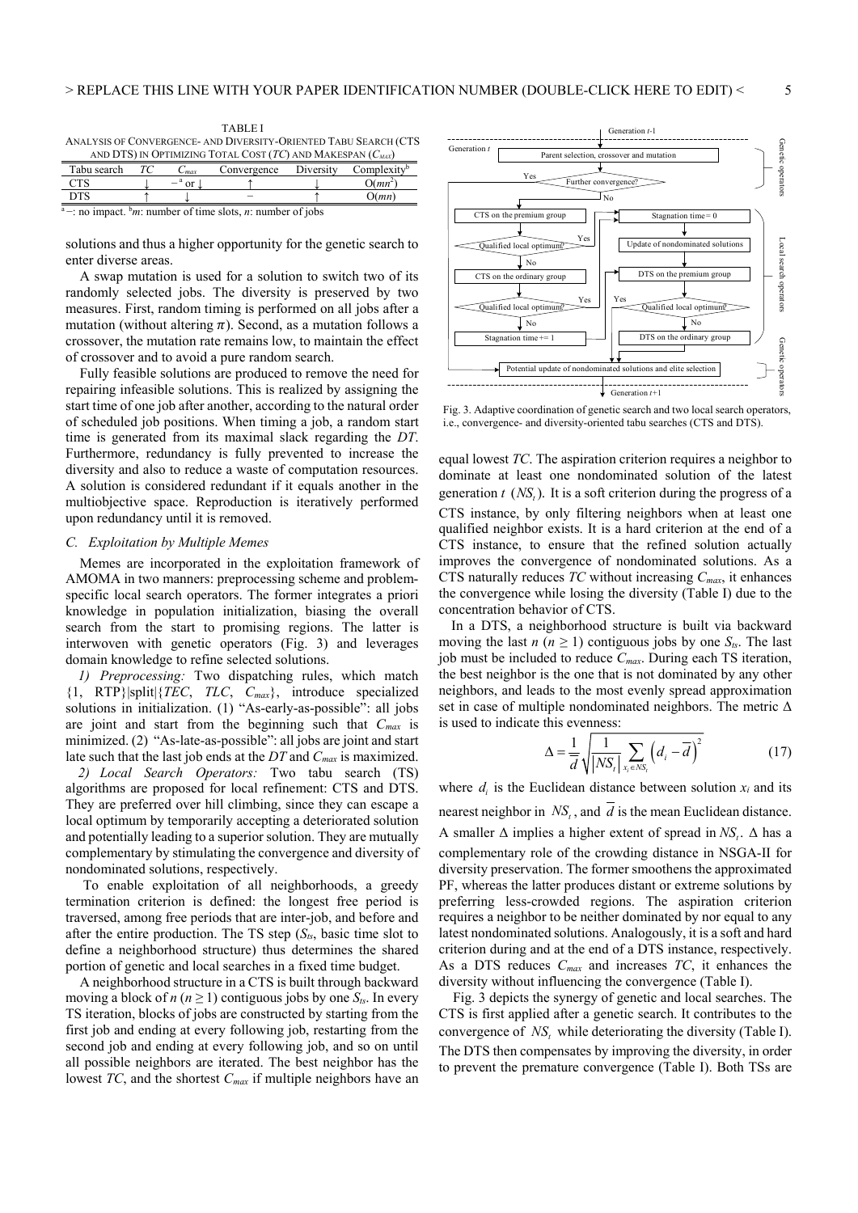TABLE I
ANALYSIS OF CONVERGENCE- AND DIVERSITY-ORIENTED TABU SEARCH (CTS AND DTS) IN OPTIMIZING TOTAL COST ($TC$) AND MAKESPAN ($C_{MAX}$)

| Tabu search | $TC$ | $C_{max}$ | Convergence | Diversity | Complexity[b] |
|---|---|---|---|---|---|
| CTS | ↓ | –[a] or ↓ | ↑ | ↓ | $O(mn^2)$ |
| DTS | ↑ | ↓ | – | ↑ | $O(mn)$ |

[a] –: no impact. [b] $m$: number of time slots, $n$: number of jobs

solutions and thus a higher opportunity for the genetic search to enter diverse areas.

A swap mutation is used for a solution to switch two of its randomly selected jobs. The diversity is preserved by two measures. First, random timing is performed on all jobs after a mutation (without altering $\pi$). Second, as a mutation follows a crossover, the mutation rate remains low, to maintain the effect of crossover and to avoid a pure random search.

Fully feasible solutions are produced to remove the need for repairing infeasible solutions. This is realized by assigning the start time of one job after another, according to the natural order of scheduled job positions. When timing a job, a random start time is generated from its maximal slack regarding the $DT$. Furthermore, redundancy is fully prevented to increase the diversity and also to reduce a waste of computation resources. A solution is considered redundant if it equals another in the multiobjective space. Reproduction is iteratively performed upon redundancy until it is removed.

### C. Exploitation by Multiple Memes

Memes are incorporated in the exploitation framework of AMOMA in two manners: preprocessing scheme and problem-specific local search operators. The former integrates a priori knowledge in population initialization, biasing the overall search from the start to promising regions. The latter is interwoven with genetic operators (Fig. 3) and leverages domain knowledge to refine selected solutions.

*1) Preprocessing:* Two dispatching rules, which match {1, RTP}|split|{$TEC$, $TLC$, $C_{max}$}, introduce specialized solutions in initialization. (1) "As-early-as-possible": all jobs are joint and start from the beginning such that $C_{max}$ is minimized. (2) "As-late-as-possible": all jobs are joint and start late such that the last job ends at the $DT$ and $C_{max}$ is maximized.

*2) Local Search Operators:* Two tabu search (TS) algorithms are proposed for local refinement: CTS and DTS. They are preferred over hill climbing, since they can escape a local optimum by temporarily accepting a deteriorated solution and potentially leading to a superior solution. They are mutually complementary by stimulating the convergence and diversity of nondominated solutions, respectively.

To enable exploitation of all neighborhoods, a greedy termination criterion is defined: the longest free period is traversed, among free periods that are inter-job, and before and after the entire production. The TS step ($S_{ts}$, basic time slot to define a neighborhood structure) thus determines the shared portion of genetic and local searches in a fixed time budget.

A neighborhood structure in a CTS is built through backward moving a block of $n$ ($n \geq 1$) contiguous jobs by one $S_{ts}$. In every TS iteration, blocks of jobs are constructed by starting from the first job and ending at every following job, restarting from the second job and ending at every following job, and so on until all possible neighbors are iterated. The best neighbor has the lowest $TC$, and the shortest $C_{max}$ if multiple neighbors have an equal lowest $TC$. The aspiration criterion requires a neighbor to dominate at least one nondominated solution of the latest generation $t$ ($NS_t$). It is a soft criterion during the progress of a CTS instance, by only filtering neighbors when at least one qualified neighbor exists. It is a hard criterion at the end of a CTS instance, to ensure that the refined solution actually improves the convergence of nondominated solutions. As a CTS naturally reduces $TC$ without increasing $C_{max}$, it enhances the convergence while losing the diversity (Table I) due to the concentration behavior of CTS.

In a DTS, a neighborhood structure is built via backward moving the last $n$ ($n \geq 1$) contiguous jobs by one $S_{ts}$. The last job must be included to reduce $C_{max}$. During each TS iteration, the best neighbor is the one that is not dominated by any other neighbors, and leads to the most evenly spread approximation set in case of multiple nondominated neighbors. The metric $\Delta$ is used to indicate this evenness:

$$\Delta = \frac{1}{\overline{d}} \sqrt{\frac{1}{|NS_t|} \sum_{x_i \in NS_t} \left(d_i - \overline{d}\right)^2} \tag{17}$$

where $d_i$ is the Euclidean distance between solution $x_i$ and its nearest neighbor in $NS_t$, and $\overline{d}$ is the mean Euclidean distance. A smaller $\Delta$ implies a higher extent of spread in $NS_t$. $\Delta$ has a complementary role of the crowding distance in NSGA-II for diversity preservation. The former smoothens the approximated PF, whereas the latter produces distant or extreme solutions by preferring less-crowded regions. The aspiration criterion requires a neighbor to be neither dominated by nor equal to any latest nondominated solutions. Analogously, it is a soft and hard criterion during and at the end of a DTS instance, respectively. As a DTS reduces $C_{max}$ and increases $TC$, it enhances the diversity without influencing the convergence (Table I).

Fig. 3. Adaptive coordination of genetic search and two local search operators, i.e., convergence- and diversity-oriented tabu searches (CTS and DTS).

Fig. 3 depicts the synergy of genetic and local searches. The CTS is first applied after a genetic search. It contributes to the convergence of $NS_t$ while deteriorating the diversity (Table I). The DTS then compensates by improving the diversity, in order to prevent the premature convergence (Table I). Both TSs are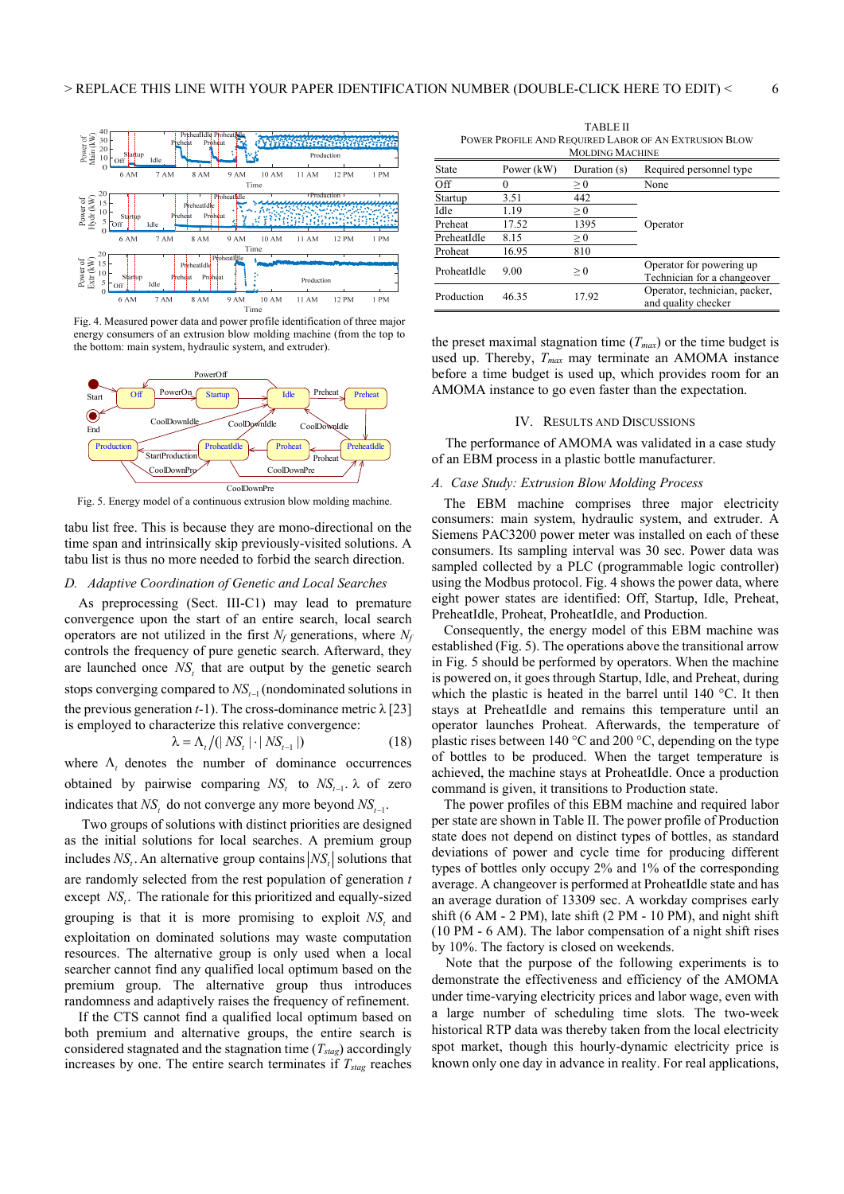Fig. 4. Measured power data and power profile identification of three major energy consumers of an extrusion blow molding machine (from the top to the bottom: main system, hydraulic system, and extruder).

Fig. 5. Energy model of a continuous extrusion blow molding machine.

tabu list free. This is because they are mono-directional on the time span and intrinsically skip previously-visited solutions. A tabu list is thus no more needed to forbid the search direction.

### D. *Adaptive Coordination of Genetic and Local Searches*

As preprocessing (Sect. III-C1) may lead to premature convergence upon the start of an entire search, local search operators are not utilized in the first $N_f$ generations, where $N_f$ controls the frequency of pure genetic search. Afterward, they are launched once $NS_t$ that are output by the genetic search stops converging compared to $NS_{t-1}$ (nondominated solutions in the previous generation $t$-1). The cross-dominance metric λ [23] is employed to characterize this relative convergence:

$$\lambda = \Lambda_t / (|NS_t| \cdot |NS_{t-1}|) \tag{18}$$

where $\Lambda_t$ denotes the number of dominance occurrences obtained by pairwise comparing $NS_t$ to $NS_{t-1}$. λ of zero indicates that $NS_t$ do not converge any more beyond $NS_{t-1}$.

Two groups of solutions with distinct priorities are designed as the initial solutions for local searches. A premium group includes $NS_t$. An alternative group contains $|NS_t|$ solutions that are randomly selected from the rest population of generation $t$ except $NS_t$. The rationale for this prioritized and equally-sized grouping is that it is more promising to exploit $NS_t$ and exploitation on dominated solutions may waste computation resources. The alternative group is only used when a local searcher cannot find any qualified local optimum based on the premium group. The alternative group thus introduces randomness and adaptively raises the frequency of refinement.

If the CTS cannot find a qualified local optimum based on both premium and alternative groups, the entire search is considered stagnated and the stagnation time ($T_{stag}$) accordingly increases by one. The entire search terminates if $T_{stag}$ reaches the preset maximal stagnation time ($T_{max}$) or the time budget is used up. Thereby, $T_{max}$ may terminate an AMOMA instance before a time budget is used up, which provides room for an AMOMA instance to go even faster than the expectation.

TABLE II
POWER PROFILE AND REQUIRED LABOR OF AN EXTRUSION BLOW MOLDING MACHINE

| State | Power (kW) | Duration (s) | Required personnel type |
|---|---|---|---|
| Off | 0 | ≥ 0 | None |
| Startup | 3.51 | 442 | Operator |
| Idle | 1.19 | ≥ 0 | |
| Preheat | 17.52 | 1395 | |
| PreheatIdle | 8.15 | ≥ 0 | |
| Proheat | 16.95 | 810 | |
| ProheatIdle | 9.00 | ≥ 0 | Operator for powering up Technician for a changeover |
| Production | 46.35 | 17.92 | Operator, technician, packer, and quality checker |

## IV. RESULTS AND DISCUSSIONS

The performance of AMOMA was validated in a case study of an EBM process in a plastic bottle manufacturer.

### A. *Case Study: Extrusion Blow Molding Process*

The EBM machine comprises three major electricity consumers: main system, hydraulic system, and extruder. A Siemens PAC3200 power meter was installed on each of these consumers. Its sampling interval was 30 sec. Power data was sampled collected by a PLC (programmable logic controller) using the Modbus protocol. Fig. 4 shows the power data, where eight power states are identified: Off, Startup, Idle, Preheat, PreheatIdle, Proheat, ProheatIdle, and Production.

Consequently, the energy model of this EBM machine was established (Fig. 5). The operations above the transitional arrow in Fig. 5 should be performed by operators. When the machine is powered on, it goes through Startup, Idle, and Preheat, during which the plastic is heated in the barrel until 140 °C. It then stays at PreheatIdle and remains this temperature until an operator launches Proheat. Afterwards, the temperature of plastic rises between 140 °C and 200 °C, depending on the type of bottles to be produced. When the target temperature is achieved, the machine stays at ProheatIdle. Once a production command is given, it transitions to Production state.

The power profiles of this EBM machine and required labor per state are shown in Table II. The power profile of Production state does not depend on distinct types of bottles, as standard deviations of power and cycle time for producing different types of bottles only occupy 2% and 1% of the corresponding average. A changeover is performed at ProheatIdle state and has an average duration of 13309 sec. A workday comprises early shift (6 AM - 2 PM), late shift (2 PM - 10 PM), and night shift (10 PM - 6 AM). The labor compensation of a night shift rises by 10%. The factory is closed on weekends.

Note that the purpose of the following experiments is to demonstrate the effectiveness and efficiency of the AMOMA under time-varying electricity prices and labor wage, even with a large number of scheduling time slots. The two-week historical RTP data was thereby taken from the local electricity spot market, though this hourly-dynamic electricity price is known only one day in advance in reality. For real applications,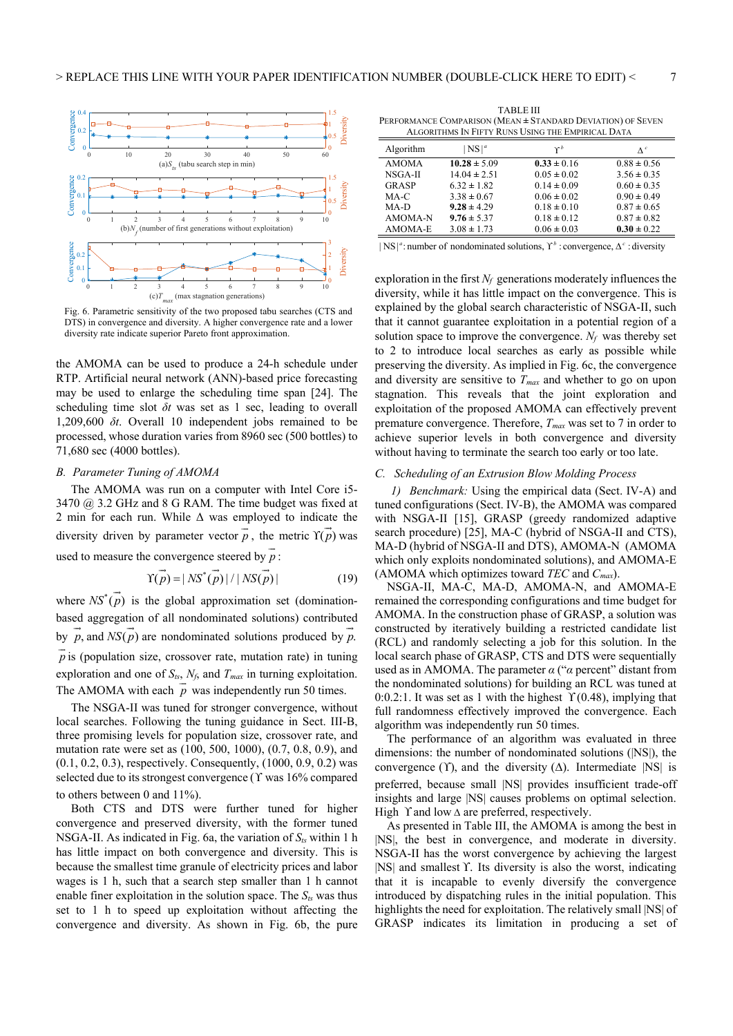Fig. 6. Parametric sensitivity of the two proposed tabu searches (CTS and DTS) in convergence and diversity. A higher convergence rate and a lower diversity rate indicate superior Pareto front approximation.

the AMOMA can be used to produce a 24-h schedule under RTP. Artificial neural network (ANN)-based price forecasting may be used to enlarge the scheduling time span [24]. The scheduling time slot $\delta t$ was set as 1 sec, leading to overall 1,209,600 $\delta t$. Overall 10 independent jobs remained to be processed, whose duration varies from 8960 sec (500 bottles) to 71,680 sec (4000 bottles).

### B. Parameter Tuning of AMOMA

The AMOMA was run on a computer with Intel Core i5-3470 @ 3.2 GHz and 8 G RAM. The time budget was fixed at 2 min for each run. While $\Delta$ was employed to indicate the diversity driven by parameter vector $\vec{p}$, the metric $\Upsilon(\vec{p})$ was used to measure the convergence steered by $\vec{p}$:

$$\Upsilon(\vec{p}) = |NS^*(\vec{p})| / |NS(\vec{p})| \tag{19}$$

where $NS^*(\vec{p})$ is the global approximation set (domination-based aggregation of all nondominated solutions) contributed by $\vec{p}$, and $NS(\vec{p})$ are nondominated solutions produced by $\vec{p}$. $\vec{p}$ is (population size, crossover rate, mutation rate) in tuning exploration and one of $S_{ts}$, $N_f$, and $T_{max}$ in turning exploitation. The AMOMA with each $\vec{p}$ was independently run 50 times.

The NSGA-II was tuned for stronger convergence, without local searches. Following the tuning guidance in Sect. III-B, three promising levels for population size, crossover rate, and mutation rate were set as (100, 500, 1000), (0.7, 0.8, 0.9), and (0.1, 0.2, 0.3), respectively. Consequently, (1000, 0.9, 0.2) was selected due to its strongest convergence ($\Upsilon$ was 16% compared to others between 0 and 11%).

Both CTS and DTS were further tuned for higher convergence and preserved diversity, with the former tuned NSGA-II. As indicated in Fig. 6a, the variation of $S_{ts}$ within 1 h has little impact on both convergence and diversity. This is because the smallest time granule of electricity prices and labor wages is 1 h, such that a search step smaller than 1 h cannot enable finer exploitation in the solution space. The $S_{ts}$ was thus set to 1 h to speed up exploitation without affecting the convergence and diversity. As shown in Fig. 6b, the pure exploration in the first $N_f$ generations moderately influences the diversity, while it has little impact on the convergence. This is explained by the global search characteristic of NSGA-II, such that it cannot guarantee exploitation in a potential region of a solution space to improve the convergence. $N_f$ was thereby set to 2 to introduce local searches as early as possible while preserving the diversity. As implied in Fig. 6c, the convergence and diversity are sensitive to $T_{max}$ and whether to go on upon stagnation. This reveals that the joint exploration and exploitation of the proposed AMOMA can effectively prevent premature convergence. Therefore, $T_{max}$ was set to 7 in order to achieve superior levels in both convergence and diversity without having to terminate the search too early or too late.

TABLE III
PERFORMANCE COMPARISON (MEAN ± STANDARD DEVIATION) OF SEVEN ALGORITHMS IN FIFTY RUNS USING THE EMPIRICAL DATA

| Algorithm | $\|NS\|^a$ | $\Upsilon^b$ | $\Delta^c$ |
|---|---|---|---|
| AMOMA | **10.28** ± 5.09 | **0.33** ± 0.16 | 0.88 ± 0.56 |
| NSGA-II | 14.04 ± 2.51 | 0.05 ± 0.02 | 3.56 ± 0.35 |
| GRASP | 6.32 ± 1.82 | 0.14 ± 0.09 | 0.60 ± 0.35 |
| MA-C | 3.38 ± 0.67 | 0.06 ± 0.02 | 0.90 ± 0.49 |
| MA-D | **9.28** ± 4.29 | 0.18 ± 0.10 | 0.87 ± 0.65 |
| AMOMA-N | **9.76** ± 5.37 | 0.18 ± 0.12 | 0.87 ± 0.82 |
| AMOMA-E | 3.08 ± 1.73 | 0.06 ± 0.03 | **0.30** ± 0.22 |

$|NS|^a$: number of nondominated solutions, $\Upsilon^b$ : convergence, $\Delta^c$ : diversity

### C. Scheduling of an Extrusion Blow Molding Process

*1) Benchmark:* Using the empirical data (Sect. IV-A) and tuned configurations (Sect. IV-B), the AMOMA was compared with NSGA-II [15], GRASP (greedy randomized adaptive search procedure) [25], MA-C (hybrid of NSGA-II and CTS), MA-D (hybrid of NSGA-II and DTS), AMOMA-N (AMOMA which only exploits nondominated solutions), and AMOMA-E (AMOMA which optimizes toward *TEC* and $C_{max}$).

NSGA-II, MA-C, MA-D, AMOMA-N, and AMOMA-E remained the corresponding configurations and time budget for AMOMA. In the construction phase of GRASP, a solution was constructed by iteratively building a restricted candidate list (RCL) and randomly selecting a job for this solution. In the local search phase of GRASP, CTS and DTS were sequentially used as in AMOMA. The parameter $\alpha$ ("$\alpha$ percent" distant from the nondominated solutions) for building an RCL was tuned at 0:0.2:1. It was set as 1 with the highest $\Upsilon$(0.48), implying that full randomness effectively improved the convergence. Each algorithm was independently run 50 times.

The performance of an algorithm was evaluated in three dimensions: the number of nondominated solutions (|NS|), the convergence ($\Upsilon$), and the diversity ($\Delta$). Intermediate |NS| is preferred, because small |NS| provides insufficient trade-off insights and large |NS| causes problems on optimal selection. High $\Upsilon$ and low $\Delta$ are preferred, respectively.

As presented in Table III, the AMOMA is among the best in |NS|, the best in convergence, and moderate in diversity. NSGA-II has the worst convergence by achieving the largest |NS| and smallest $\Upsilon$. Its diversity is also the worst, indicating that it is incapable to evenly diversify the convergence introduced by dispatching rules in the initial population. This highlights the need for exploitation. The relatively small |NS| of GRASP indicates its limitation in producing a set of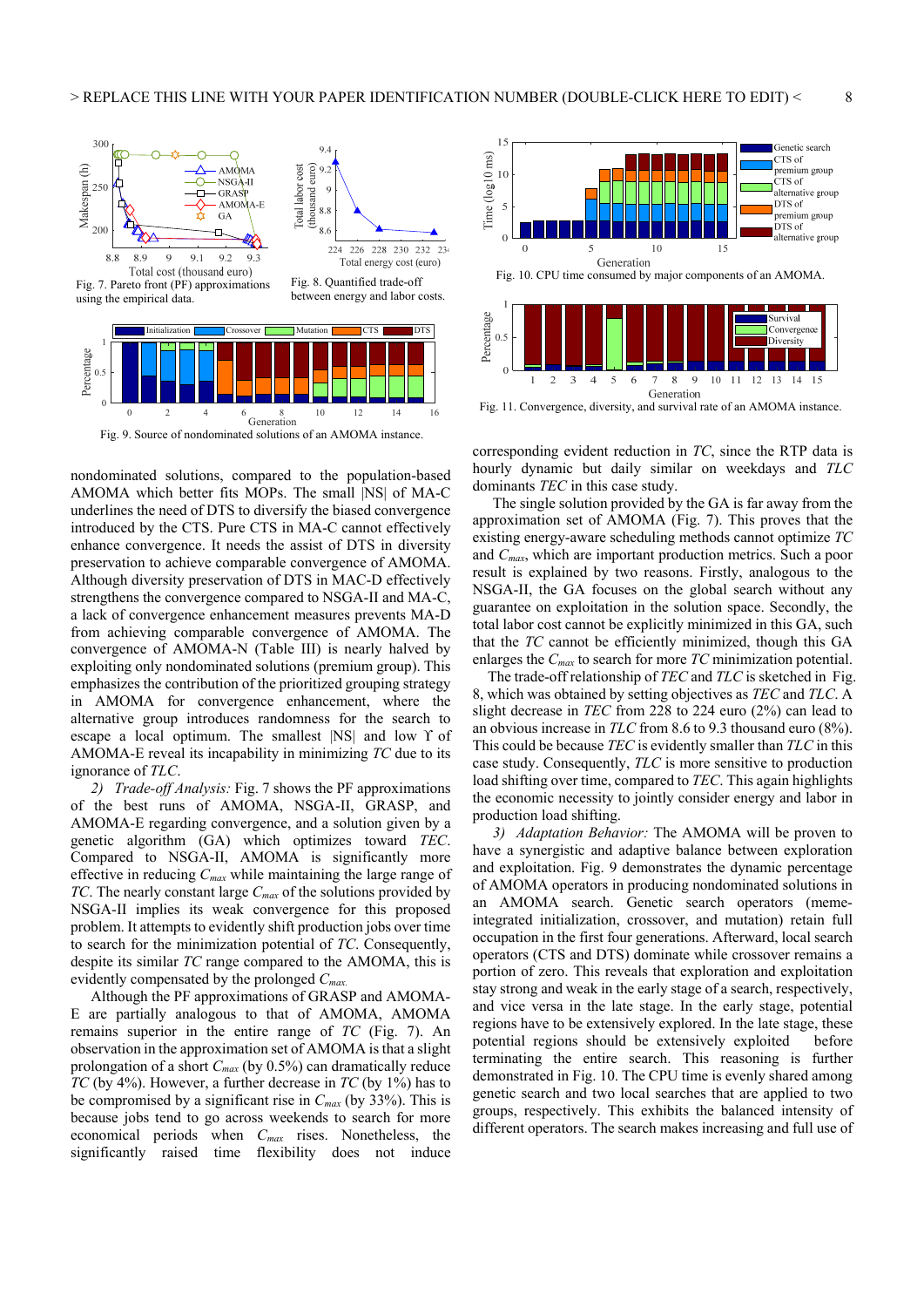Fig. 7. Pareto front (PF) approximations using the empirical data.

Fig. 8. Quantified trade-off between energy and labor costs.

Fig. 9. Source of nondominated solutions of an AMOMA instance.

Fig. 10. CPU time consumed by major components of an AMOMA.

Fig. 11. Convergence, diversity, and survival rate of an AMOMA instance.

nondominated solutions, compared to the population-based AMOMA which better fits MOPs. The small |NS| of MA-C underlines the need of DTS to diversify the biased convergence introduced by the CTS. Pure CTS in MA-C cannot effectively enhance convergence. It needs the assist of DTS in diversity preservation to achieve comparable convergence of AMOMA. Although diversity preservation of DTS in MAC-D effectively strengthens the convergence compared to NSGA-II and MA-C, a lack of convergence enhancement measures prevents MA-D from achieving comparable convergence of AMOMA. The convergence of AMOMA-N (Table III) is nearly halved by exploiting only nondominated solutions (premium group). This emphasizes the contribution of the prioritized grouping strategy in AMOMA for convergence enhancement, where the alternative group introduces randomness for the search to escape a local optimum. The smallest |NS| and low ϒ of AMOMA-E reveal its incapability in minimizing *TC* due to its ignorance of *TLC*.

*2) Trade-off Analysis:* Fig. 7 shows the PF approximations of the best runs of AMOMA, NSGA-II, GRASP, and AMOMA-E regarding convergence, and a solution given by a genetic algorithm (GA) which optimizes toward *TEC*. Compared to NSGA-II, AMOMA is significantly more effective in reducing $C_{max}$ while maintaining the large range of *TC*. The nearly constant large $C_{max}$ of the solutions provided by NSGA-II implies its weak convergence for this proposed problem. It attempts to evidently shift production jobs over time to search for the minimization potential of *TC*. Consequently, despite its similar *TC* range compared to the AMOMA, this is evidently compensated by the prolonged $C_{max}$.

Although the PF approximations of GRASP and AMOMA-E are partially analogous to that of AMOMA, AMOMA remains superior in the entire range of *TC* (Fig. 7). An observation in the approximation set of AMOMA is that a slight prolongation of a short $C_{max}$ (by 0.5%) can dramatically reduce *TC* (by 4%). However, a further decrease in *TC* (by 1%) has to be compromised by a significant rise in $C_{max}$ (by 33%). This is because jobs tend to go across weekends to search for more economical periods when $C_{max}$ rises. Nonetheless, the significantly raised time flexibility does not induce corresponding evident reduction in *TC*, since the RTP data is hourly dynamic but daily similar on weekdays and *TLC* dominants *TEC* in this case study.

The single solution provided by the GA is far away from the approximation set of AMOMA (Fig. 7). This proves that the existing energy-aware scheduling methods cannot optimize *TC* and $C_{max}$, which are important production metrics. Such a poor result is explained by two reasons. Firstly, analogous to the NSGA-II, the GA focuses on the global search without any guarantee on exploitation in the solution space. Secondly, the total labor cost cannot be explicitly minimized in this GA, such that the *TC* cannot be efficiently minimized, though this GA enlarges the $C_{max}$ to search for more *TC* minimization potential.

The trade-off relationship of *TEC* and *TLC* is sketched in Fig. 8, which was obtained by setting objectives as *TEC* and *TLC*. A slight decrease in *TEC* from 228 to 224 euro (2%) can lead to an obvious increase in *TLC* from 8.6 to 9.3 thousand euro (8%). This could be because *TEC* is evidently smaller than *TLC* in this case study. Consequently, *TLC* is more sensitive to production load shifting over time, compared to *TEC*. This again highlights the economic necessity to jointly consider energy and labor in production load shifting.

*3) Adaptation Behavior:* The AMOMA will be proven to have a synergistic and adaptive balance between exploration and exploitation. Fig. 9 demonstrates the dynamic percentage of AMOMA operators in producing nondominated solutions in an AMOMA search. Genetic search operators (meme-integrated initialization, crossover, and mutation) retain full occupation in the first four generations. Afterward, local search operators (CTS and DTS) dominate while crossover remains a portion of zero. This reveals that exploration and exploitation stay strong and weak in the early stage of a search, respectively, and vice versa in the late stage. In the early stage, potential regions have to be extensively explored. In the late stage, these potential regions should be extensively exploited before terminating the entire search. This reasoning is further demonstrated in Fig. 10. The CPU time is evenly shared among genetic search and two local searches that are applied to two groups, respectively. This exhibits the balanced intensity of different operators. The search makes increasing and full use of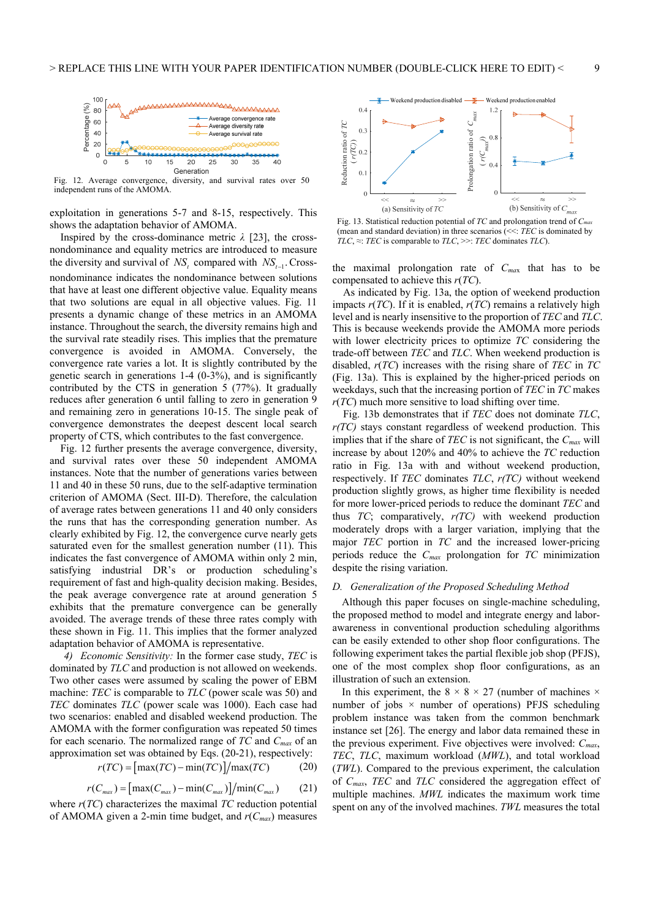Fig. 12. Average convergence, diversity, and survival rates over 50 independent runs of the AMOMA.

exploitation in generations 5-7 and 8-15, respectively. This shows the adaptation behavior of AMOMA.

Inspired by the cross-dominance metric $\lambda$ [23], the cross-nondominance and equality metrics are introduced to measure the diversity and survival of $NS_t$ compared with $NS_{t-1}$. Cross-nondominance indicates the nondominance between solutions that have at least one different objective value. Equality means that two solutions are equal in all objective values. Fig. 11 presents a dynamic change of these metrics in an AMOMA instance. Throughout the search, the diversity remains high and the survival rate steadily rises. This implies that the premature convergence is avoided in AMOMA. Conversely, the convergence rate varies a lot. It is slightly contributed by the genetic search in generations 1-4 (0-3%), and is significantly contributed by the CTS in generation 5 (77%). It gradually reduces after generation 6 until falling to zero in generation 9 and remaining zero in generations 10-15. The single peak of convergence demonstrates the deepest descent local search property of CTS, which contributes to the fast convergence.

Fig. 12 further presents the average convergence, diversity, and survival rates over these 50 independent AMOMA instances. Note that the number of generations varies between 11 and 40 in these 50 runs, due to the self-adaptive termination criterion of AMOMA (Sect. III-D). Therefore, the calculation of average rates between generations 11 and 40 only considers the runs that has the corresponding generation number. As clearly exhibited by Fig. 12, the convergence curve nearly gets saturated even for the smallest generation number (11). This indicates the fast convergence of AMOMA within only 2 min, satisfying industrial DR's or production scheduling's requirement of fast and high-quality decision making. Besides, the peak average convergence rate at around generation 5 exhibits that the premature convergence can be generally avoided. The average trends of these three rates comply with these shown in Fig. 11. This implies that the former analyzed adaptation behavior of AMOMA is representative.

*4) Economic Sensitivity:* In the former case study, *TEC* is dominated by *TLC* and production is not allowed on weekends. Two other cases were assumed by scaling the power of EBM machine: *TEC* is comparable to *TLC* (power scale was 50) and *TEC* dominates *TLC* (power scale was 1000). Each case had two scenarios: enabled and disabled weekend production. The AMOMA with the former configuration was repeated 50 times for each scenario. The normalized range of *TC* and $C_{max}$ of an approximation set was obtained by Eqs. (20-21), respectively:

$$r(TC) = \left[\max(TC) - \min(TC)\right] / \max(TC) \qquad (20)$$

$$r(C_{max}) = \left[\max(C_{max}) - \min(C_{max})\right] / \min(C_{max}) \qquad (21)$$

where $r(TC)$ characterizes the maximal *TC* reduction potential of AMOMA given a 2-min time budget, and $r(C_{max})$ measures the maximal prolongation rate of $C_{max}$ that has to be compensated to achieve this $r(TC)$.

Fig. 13. Statistical reduction potential of *TC* and prolongation trend of $C_{max}$ (mean and standard deviation) in three scenarios (<<: *TEC* is dominated by *TLC*, ≈: *TEC* is comparable to *TLC*, >>: *TEC* dominates *TLC*).

As indicated by Fig. 13a, the option of weekend production impacts $r(TC)$. If it is enabled, $r(TC)$ remains a relatively high level and is nearly insensitive to the proportion of *TEC* and *TLC*. This is because weekends provide the AMOMA more periods with lower electricity prices to optimize *TC* considering the trade-off between *TEC* and *TLC*. When weekend production is disabled, $r(TC)$ increases with the rising share of *TEC* in *TC* (Fig. 13a). This is explained by the higher-priced periods on weekdays, such that the increasing portion of *TEC* in *TC* makes $r(TC)$ much more sensitive to load shifting over time.

Fig. 13b demonstrates that if *TEC* does not dominate *TLC*, $r(TC)$ stays constant regardless of weekend production. This implies that if the share of *TEC* is not significant, the $C_{max}$ will increase by about 120% and 40% to achieve the *TC* reduction ratio in Fig. 13a with and without weekend production, respectively. If *TEC* dominates *TLC*, $r(TC)$ without weekend production slightly grows, as higher time flexibility is needed for more lower-priced periods to reduce the dominant *TEC* and thus *TC*; comparatively, $r(TC)$ with weekend production moderately drops with a larger variation, implying that the major *TEC* portion in *TC* and the increased lower-pricing periods reduce the $C_{max}$ prolongation for *TC* minimization despite the rising variation.

### *D. Generalization of the Proposed Scheduling Method*

Although this paper focuses on single-machine scheduling, the proposed method to model and integrate energy and labor-awareness in conventional production scheduling algorithms can be easily extended to other shop floor configurations. The following experiment takes the partial flexible job shop (PFJS), one of the most complex shop floor configurations, as an illustration of such an extension.

In this experiment, the 8 × 8 × 27 (number of machines × number of jobs × number of operations) PFJS scheduling problem instance was taken from the common benchmark instance set [26]. The energy and labor data remained these in the previous experiment. Five objectives were involved: $C_{max}$, *TEC*, *TLC*, maximum workload (*MWL*), and total workload (*TWL*). Compared to the previous experiment, the calculation of $C_{max}$, *TEC* and *TLC* considered the aggregation effect of multiple machines. *MWL* indicates the maximum work time spent on any of the involved machines. *TWL* measures the total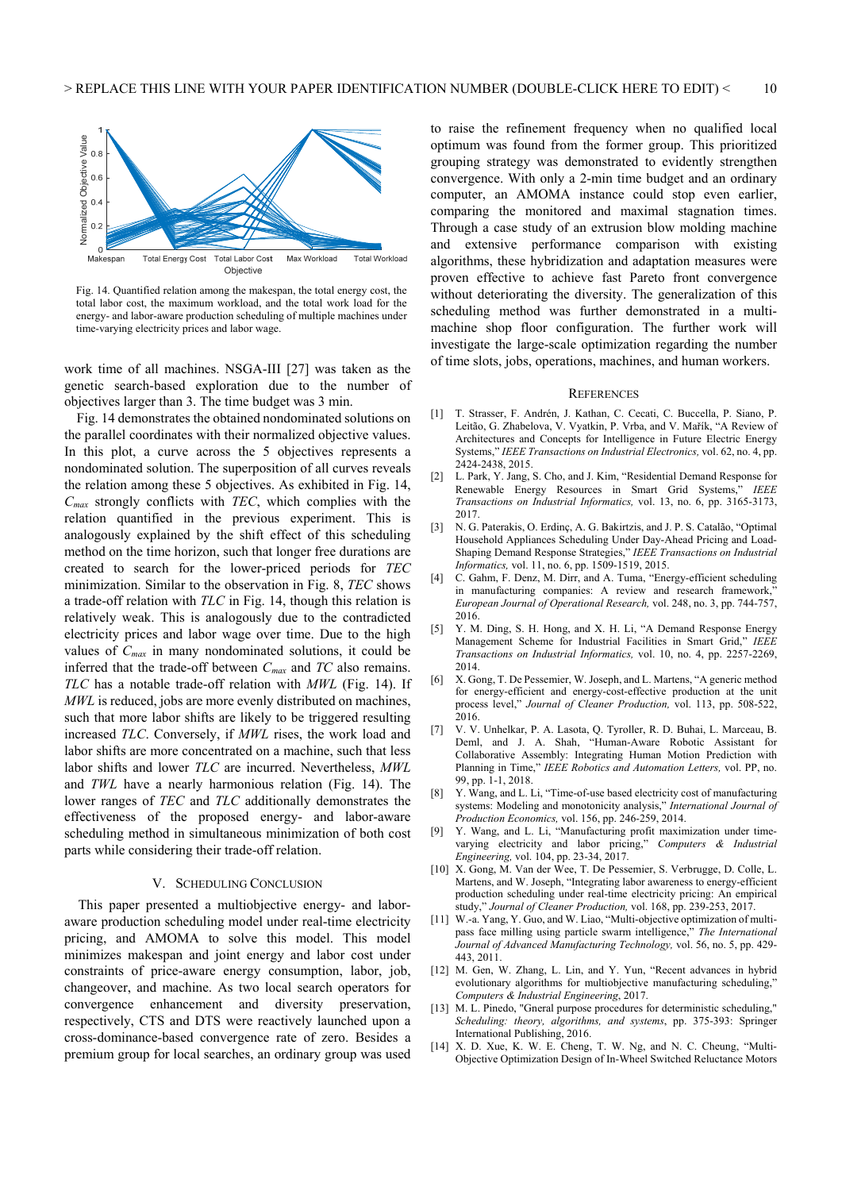Fig. 14. Quantified relation among the makespan, the total energy cost, the total labor cost, the maximum workload, and the total work load for the energy- and labor-aware production scheduling of multiple machines under time-varying electricity prices and labor wage.

work time of all machines. NSGA-III [27] was taken as the genetic search-based exploration due to the number of objectives larger than 3. The time budget was 3 min.

Fig. 14 demonstrates the obtained nondominated solutions on the parallel coordinates with their normalized objective values. In this plot, a curve across the 5 objectives represents a nondominated solution. The superposition of all curves reveals the relation among these 5 objectives. As exhibited in Fig. 14, $C_{max}$ strongly conflicts with *TEC*, which complies with the relation quantified in the previous experiment. This is analogously explained by the shift effect of this scheduling method on the time horizon, such that longer free durations are created to search for the lower-priced periods for *TEC* minimization. Similar to the observation in Fig. 8, *TEC* shows a trade-off relation with *TLC* in Fig. 14, though this relation is relatively weak. This is analogously due to the contradicted electricity prices and labor wage over time. Due to the high values of $C_{max}$ in many nondominated solutions, it could be inferred that the trade-off between $C_{max}$ and *TC* also remains. *TLC* has a notable trade-off relation with *MWL* (Fig. 14). If *MWL* is reduced, jobs are more evenly distributed on machines, such that more labor shifts are likely to be required resulting increased *TLC*. Conversely, if *MWL* rises, the work load and labor shifts are more concentrated on a machine, such that less labor shifts and lower *TLC* are incurred. Nevertheless, *MWL* and *TWL* have a nearly harmonious relation (Fig. 14). The lower ranges of *TEC* and *TLC* additionally demonstrates the effectiveness of the proposed energy- and labor-aware scheduling method in simultaneous minimization of both cost parts while considering their trade-off relation.

## V. Scheduling Conclusion

This paper presented a multiobjective energy- and labor-aware production scheduling model under real-time electricity pricing, and AMOMA to solve this model. This model minimizes makespan and joint energy and labor cost under constraints of price-aware energy consumption, labor, job, changeover, and machine. As two local search operators for convergence enhancement and diversity preservation, respectively, CTS and DTS were reactively launched upon a cross-dominance-based convergence rate of zero. Besides a premium group for local searches, an ordinary group was used to raise the refinement frequency when no qualified local optimum was found from the former group. This prioritized grouping strategy was demonstrated to evidently strengthen convergence. With only a 2-min time budget and an ordinary computer, an AMOMA instance could stop even earlier, comparing the monitored and maximal stagnation times. Through a case study of an extrusion blow molding machine and extensive performance comparison with existing algorithms, these hybridization and adaptation measures were proven effective to achieve fast Pareto front convergence without deteriorating the diversity. The generalization of this scheduling method was further demonstrated in a multi-machine shop floor configuration. The further work will investigate the large-scale optimization regarding the number of time slots, jobs, operations, machines, and human workers.

## References

[1] T. Strasser, F. Andrén, J. Kathan, C. Cecati, C. Buccella, P. Siano, P. Leitão, G. Zhabelova, V. Vyatkin, P. Vrba, and V. Mařík, "A Review of Architectures and Concepts for Intelligence in Future Electric Energy Systems," *IEEE Transactions on Industrial Electronics,* vol. 62, no. 4, pp. 2424-2438, 2015.

[2] L. Park, Y. Jang, S. Cho, and J. Kim, "Residential Demand Response for Renewable Energy Resources in Smart Grid Systems," *IEEE Transactions on Industrial Informatics,* vol. 13, no. 6, pp. 3165-3173, 2017.

[3] N. G. Paterakis, O. Erdinç, A. G. Bakirtzis, and J. P. S. Catalão, "Optimal Household Appliances Scheduling Under Day-Ahead Pricing and Load-Shaping Demand Response Strategies," *IEEE Transactions on Industrial Informatics,* vol. 11, no. 6, pp. 1509-1519, 2015.

[4] C. Gahm, F. Denz, M. Dirr, and A. Tuma, "Energy-efficient scheduling in manufacturing companies: A review and research framework," *European Journal of Operational Research,* vol. 248, no. 3, pp. 744-757, 2016.

[5] Y. M. Ding, S. H. Hong, and X. H. Li, "A Demand Response Energy Management Scheme for Industrial Facilities in Smart Grid," *IEEE Transactions on Industrial Informatics,* vol. 10, no. 4, pp. 2257-2269, 2014.

[6] X. Gong, T. De Pessemier, W. Joseph, and L. Martens, "A generic method for energy-efficient and energy-cost-effective production at the unit process level," *Journal of Cleaner Production,* vol. 113, pp. 508-522, 2016.

[7] V. V. Unhelkar, P. A. Lasota, Q. Tyroller, R. D. Buhai, L. Marceau, B. Deml, and J. A. Shah, "Human-Aware Robotic Assistant for Collaborative Assembly: Integrating Human Motion Prediction with Planning in Time," *IEEE Robotics and Automation Letters,* vol. PP, no. 99, pp. 1-1, 2018.

[8] Y. Wang, and L. Li, "Time-of-use based electricity cost of manufacturing systems: Modeling and monotonicity analysis," *International Journal of Production Economics,* vol. 156, pp. 246-259, 2014.

[9] Y. Wang, and L. Li, "Manufacturing profit maximization under time-varying electricity and labor pricing," *Computers & Industrial Engineering,* vol. 104, pp. 23-34, 2017.

[10] X. Gong, M. Van der Wee, T. De Pessemier, S. Verbrugge, D. Colle, L. Martens, and W. Joseph, "Integrating labor awareness to energy-efficient production scheduling under real-time electricity pricing: An empirical study," *Journal of Cleaner Production,* vol. 168, pp. 239-253, 2017.

[11] W.-a. Yang, Y. Guo, and W. Liao, "Multi-objective optimization of multi-pass face milling using particle swarm intelligence," *The International Journal of Advanced Manufacturing Technology,* vol. 56, no. 5, pp. 429-443, 2011.

[12] M. Gen, W. Zhang, L. Lin, and Y. Yun, "Recent advances in hybrid evolutionary algorithms for multiobjective manufacturing scheduling," *Computers & Industrial Engineering*, 2017.

[13] M. L. Pinedo, "Gneral purpose procedures for deterministic scheduling," *Scheduling: theory, algorithms, and systems*, pp. 375-393: Springer International Publishing, 2016.

[14] X. D. Xue, K. W. E. Cheng, T. W. Ng, and N. C. Cheung, "Multi-Objective Optimization Design of In-Wheel Switched Reluctance Motors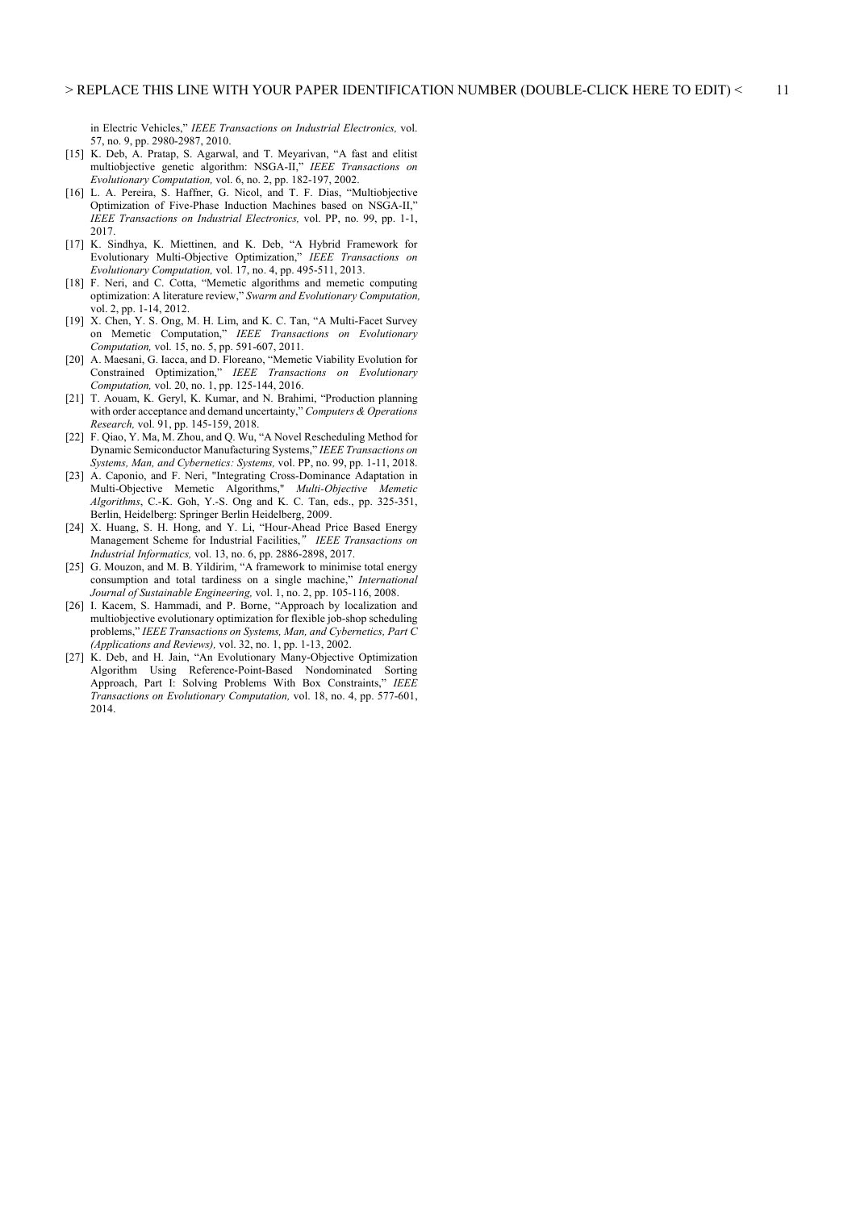in Electric Vehicles," *IEEE Transactions on Industrial Electronics,* vol. 57, no. 9, pp. 2980-2987, 2010.

[15] K. Deb, A. Pratap, S. Agarwal, and T. Meyarivan, "A fast and elitist multiobjective genetic algorithm: NSGA-II," *IEEE Transactions on Evolutionary Computation,* vol. 6, no. 2, pp. 182-197, 2002.

[16] L. A. Pereira, S. Haffner, G. Nicol, and T. F. Dias, "Multiobjective Optimization of Five-Phase Induction Machines based on NSGA-II," *IEEE Transactions on Industrial Electronics,* vol. PP, no. 99, pp. 1-1, 2017.

[17] K. Sindhya, K. Miettinen, and K. Deb, "A Hybrid Framework for Evolutionary Multi-Objective Optimization," *IEEE Transactions on Evolutionary Computation,* vol. 17, no. 4, pp. 495-511, 2013.

[18] F. Neri, and C. Cotta, "Memetic algorithms and memetic computing optimization: A literature review," *Swarm and Evolutionary Computation,* vol. 2, pp. 1-14, 2012.

[19] X. Chen, Y. S. Ong, M. H. Lim, and K. C. Tan, "A Multi-Facet Survey on Memetic Computation," *IEEE Transactions on Evolutionary Computation,* vol. 15, no. 5, pp. 591-607, 2011.

[20] A. Maesani, G. Iacca, and D. Floreano, "Memetic Viability Evolution for Constrained Optimization," *IEEE Transactions on Evolutionary Computation,* vol. 20, no. 1, pp. 125-144, 2016.

[21] T. Aouam, K. Geryl, K. Kumar, and N. Brahimi, "Production planning with order acceptance and demand uncertainty," *Computers & Operations Research,* vol. 91, pp. 145-159, 2018.

[22] F. Qiao, Y. Ma, M. Zhou, and Q. Wu, "A Novel Rescheduling Method for Dynamic Semiconductor Manufacturing Systems," *IEEE Transactions on Systems, Man, and Cybernetics: Systems,* vol. PP, no. 99, pp. 1-11, 2018.

[23] A. Caponio, and F. Neri, "Integrating Cross-Dominance Adaptation in Multi-Objective Memetic Algorithms," *Multi-Objective Memetic Algorithms*, C.-K. Goh, Y.-S. Ong and K. C. Tan, eds., pp. 325-351, Berlin, Heidelberg: Springer Berlin Heidelberg, 2009.

[24] X. Huang, S. H. Hong, and Y. Li, "Hour-Ahead Price Based Energy Management Scheme for Industrial Facilities," *IEEE Transactions on Industrial Informatics,* vol. 13, no. 6, pp. 2886-2898, 2017.

[25] G. Mouzon, and M. B. Yildirim, "A framework to minimise total energy consumption and total tardiness on a single machine," *International Journal of Sustainable Engineering,* vol. 1, no. 2, pp. 105-116, 2008.

[26] I. Kacem, S. Hammadi, and P. Borne, "Approach by localization and multiobjective evolutionary optimization for flexible job-shop scheduling problems," *IEEE Transactions on Systems, Man, and Cybernetics, Part C (Applications and Reviews),* vol. 32, no. 1, pp. 1-13, 2002.

[27] K. Deb, and H. Jain, "An Evolutionary Many-Objective Optimization Algorithm Using Reference-Point-Based Nondominated Sorting Approach, Part I: Solving Problems With Box Constraints," *IEEE Transactions on Evolutionary Computation,* vol. 18, no. 4, pp. 577-601, 2014.